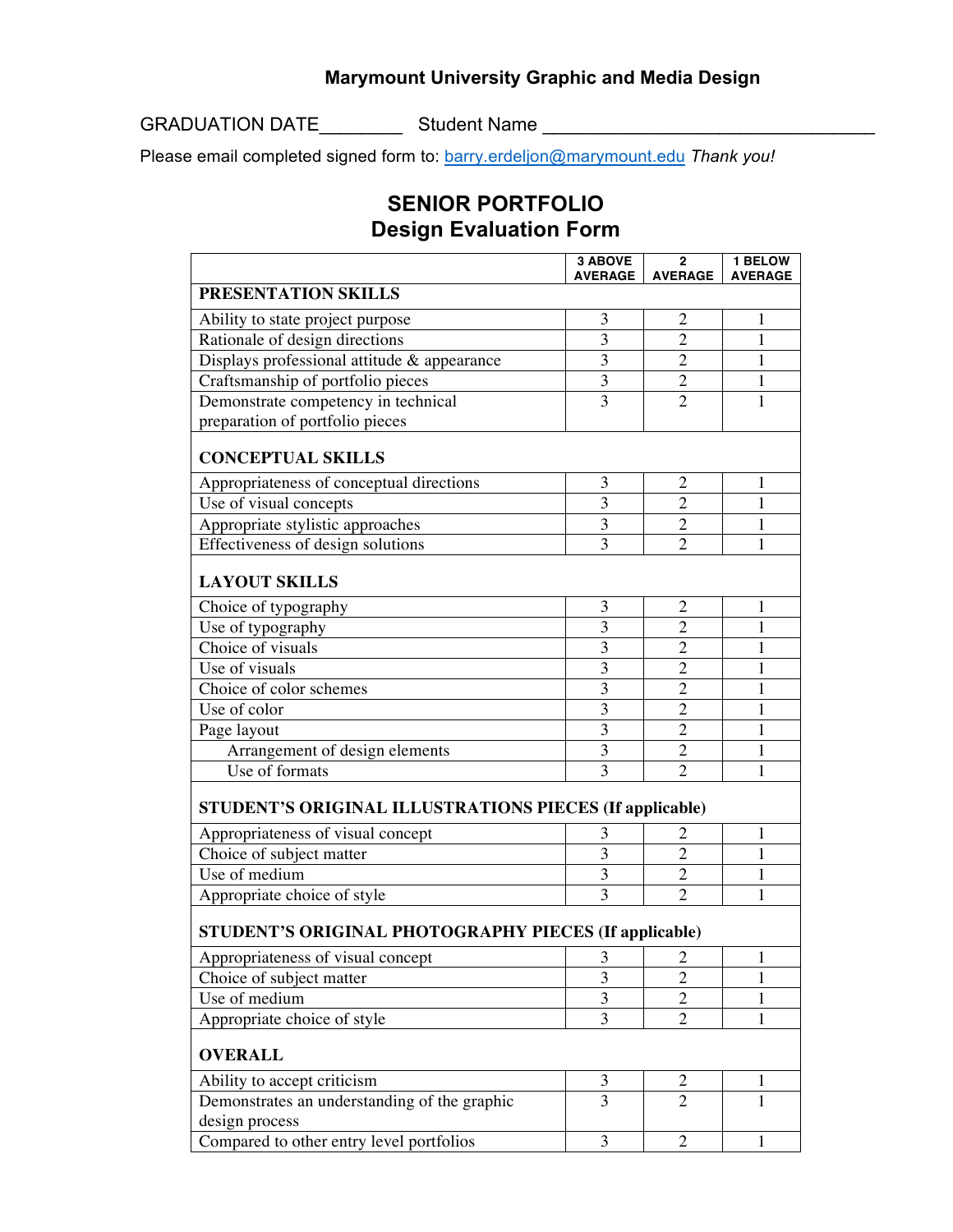**Marymount University Graphic and Media Design**

GRADUATION DATE________ Student Name ________________________________

Please email completed signed form to: barry.erdeljon@marymount.edu *Thank you!*

# SENIOR PORTFOLIO
## Design Evaluation Form

| | 3 ABOVE AVERAGE | 2 AVERAGE | 1 BELOW AVERAGE |
|---|---|---|---|
| **PRESENTATION SKILLS** | | | |
| Ability to state project purpose | 3 | 2 | 1 |
| Rationale of design directions | 3 | 2 | 1 |
| Displays professional attitude & appearance | 3 | 2 | 1 |
| Craftsmanship of portfolio pieces | 3 | 2 | 1 |
| Demonstrate competency in technical preparation of portfolio pieces | 3 | 2 | 1 |
| **CONCEPTUAL SKILLS** | | | |
| Appropriateness of conceptual directions | 3 | 2 | 1 |
| Use of visual concepts | 3 | 2 | 1 |
| Appropriate stylistic approaches | 3 | 2 | 1 |
| Effectiveness of design solutions | 3 | 2 | 1 |
| **LAYOUT SKILLS** | | | |
| Choice of typography | 3 | 2 | 1 |
| Use of typography | 3 | 2 | 1 |
| Choice of visuals | 3 | 2 | 1 |
| Use of visuals | 3 | 2 | 1 |
| Choice of color schemes | 3 | 2 | 1 |
| Use of color | 3 | 2 | 1 |
| Page layout | 3 | 2 | 1 |
| Arrangement of design elements | 3 | 2 | 1 |
| Use of formats | 3 | 2 | 1 |
| **STUDENT'S ORIGINAL ILLUSTRATIONS PIECES (If applicable)** | | | |
| Appropriateness of visual concept | 3 | 2 | 1 |
| Choice of subject matter | 3 | 2 | 1 |
| Use of medium | 3 | 2 | 1 |
| Appropriate choice of style | 3 | 2 | 1 |
| **STUDENT'S ORIGINAL PHOTOGRAPHY PIECES (If applicable)** | | | |
| Appropriateness of visual concept | 3 | 2 | 1 |
| Choice of subject matter | 3 | 2 | 1 |
| Use of medium | 3 | 2 | 1 |
| Appropriate choice of style | 3 | 2 | 1 |
| **OVERALL** | | | |
| Ability to accept criticism | 3 | 2 | 1 |
| Demonstrates an understanding of the graphic design process | 3 | 2 | 1 |
| Compared to other entry level portfolios | 3 | 2 | 1 |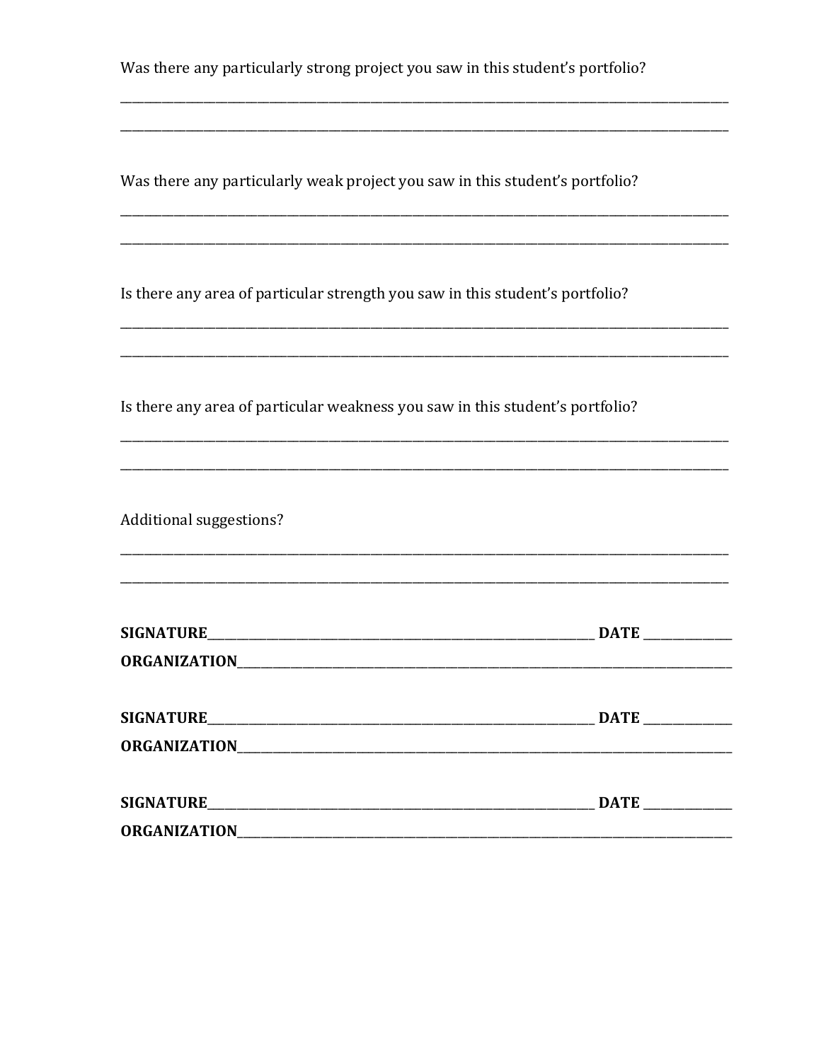Was there any particularly strong project you saw in this student's portfolio?

____________________________________________________________________________________________________

____________________________________________________________________________________________________

Was there any particularly weak project you saw in this student's portfolio?

____________________________________________________________________________________________________

____________________________________________________________________________________________________

Is there any area of particular strength you saw in this student's portfolio?

____________________________________________________________________________________________________

____________________________________________________________________________________________________

Is there any area of particular weakness you saw in this student's portfolio?

____________________________________________________________________________________________________

____________________________________________________________________________________________________

Additional suggestions?

____________________________________________________________________________________________________

____________________________________________________________________________________________________

**SIGNATURE**_______________________________________________________________ **DATE** _____________

**ORGANIZATION**__________________________________________________________________________________

**SIGNATURE**_______________________________________________________________ **DATE** _____________

**ORGANIZATION**__________________________________________________________________________________

**SIGNATURE**_______________________________________________________________ **DATE** _____________

**ORGANIZATION**__________________________________________________________________________________